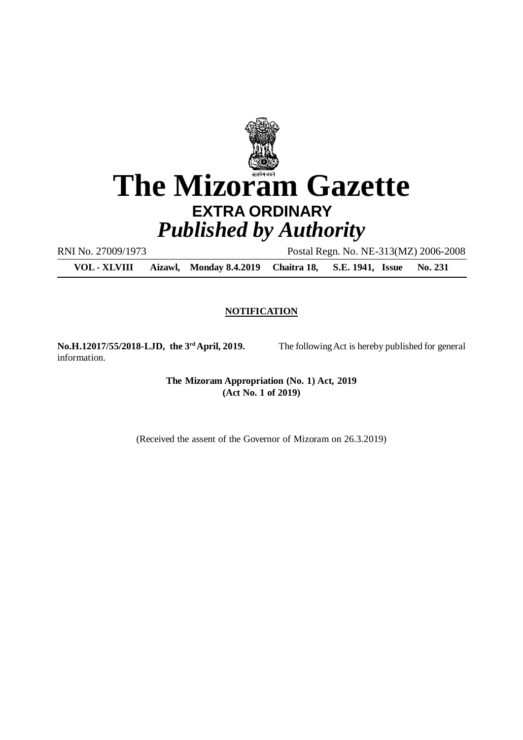# The Mizoram Gazette

## EXTRA ORDINARY

### *Published by Authority*

RNI No. 27009/1973 Postal Regn. No. NE-313(MZ) 2006-2008

**VOL - XLVIII Aizawl, Monday 8.4.2019 Chaitra 18, S.E. 1941, Issue No. 231**

**NOTIFICATION**

**No.H.12017/55/2018-LJD, the 3rd April, 2019.** The following Act is hereby published for general information.

**The Mizoram Appropriation (No. 1) Act, 2019**
**(Act No. 1 of 2019)**

(Received the assent of the Governor of Mizoram on 26.3.2019)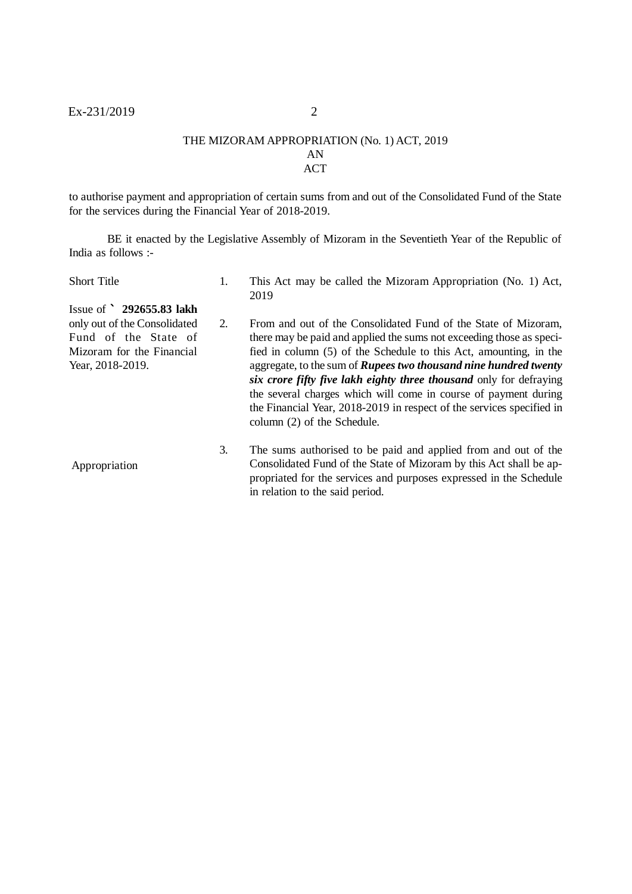# THE MIZORAM APPROPRIATION (No. 1) ACT, 2019

## AN ACT

to authorise payment and appropriation of certain sums from and out of the Consolidated Fund of the State for the services during the Financial Year of 2018-2019.

BE it enacted by the Legislative Assembly of Mizoram in the Seventieth Year of the Republic of India as follows :-

| | | |
|---|---|---|
| Short Title | 1. | This Act may be called the Mizoram Appropriation (No. 1) Act, 2019 |
| Issue of **` 292655.83 lakh** only out of the Consolidated Fund of the State of Mizoram for the Financial Year, 2018-2019. | 2. | From and out of the Consolidated Fund of the State of Mizoram, there may be paid and applied the sums not exceeding those as specified in column (5) of the Schedule to this Act, amounting, in the aggregate, to the sum of ***Rupees two thousand nine hundred twenty six crore fifty five lakh eighty three thousand*** only for defraying the several charges which will come in course of payment during the Financial Year, 2018-2019 in respect of the services specified in column (2) of the Schedule. |
| Appropriation | 3. | The sums authorised to be paid and applied from and out of the Consolidated Fund of the State of Mizoram by this Act shall be appropriated for the services and purposes expressed in the Schedule in relation to the said period. |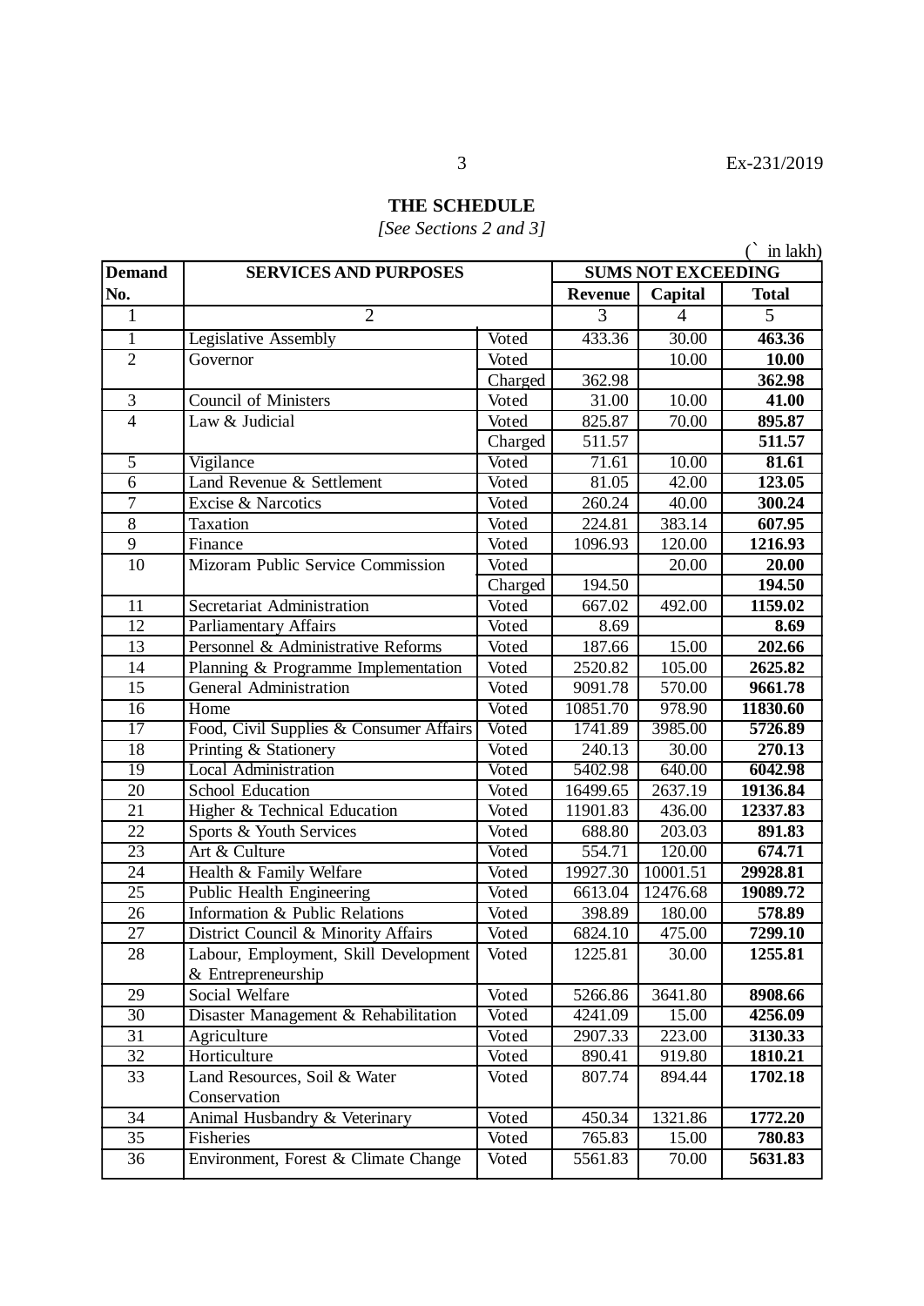Ex-231/2019

**THE SCHEDULE**

*[See Sections 2 and 3]*

(` in lakh)

| Demand No. | SERVICES AND PURPOSES | | SUMS NOT EXCEEDING | | |
|---|---|---|---|---|---|
| | | | Revenue | Capital | Total |
| 1 | 2 | | 3 | 4 | 5 |
| 1 | Legislative Assembly | Voted | 433.36 | 30.00 | **463.36** |
| 2 | Governor | Voted | | 10.00 | **10.00** |
| | | Charged | 362.98 | | **362.98** |
| 3 | Council of Ministers | Voted | 31.00 | 10.00 | **41.00** |
| 4 | Law & Judicial | Voted | 825.87 | 70.00 | **895.87** |
| | | Charged | 511.57 | | **511.57** |
| 5 | Vigilance | Voted | 71.61 | 10.00 | **81.61** |
| 6 | Land Revenue & Settlement | Voted | 81.05 | 42.00 | **123.05** |
| 7 | Excise & Narcotics | Voted | 260.24 | 40.00 | **300.24** |
| 8 | Taxation | Voted | 224.81 | 383.14 | **607.95** |
| 9 | Finance | Voted | 1096.93 | 120.00 | **1216.93** |
| 10 | Mizoram Public Service Commission | Voted | | 20.00 | **20.00** |
| | | Charged | 194.50 | | **194.50** |
| 11 | Secretariat Administration | Voted | 667.02 | 492.00 | **1159.02** |
| 12 | Parliamentary Affairs | Voted | 8.69 | | **8.69** |
| 13 | Personnel & Administrative Reforms | Voted | 187.66 | 15.00 | **202.66** |
| 14 | Planning & Programme Implementation | Voted | 2520.82 | 105.00 | **2625.82** |
| 15 | General Administration | Voted | 9091.78 | 570.00 | **9661.78** |
| 16 | Home | Voted | 10851.70 | 978.90 | **11830.60** |
| 17 | Food, Civil Supplies & Consumer Affairs | Voted | 1741.89 | 3985.00 | **5726.89** |
| 18 | Printing & Stationery | Voted | 240.13 | 30.00 | **270.13** |
| 19 | Local Administration | Voted | 5402.98 | 640.00 | **6042.98** |
| 20 | School Education | Voted | 16499.65 | 2637.19 | **19136.84** |
| 21 | Higher & Technical Education | Voted | 11901.83 | 436.00 | **12337.83** |
| 22 | Sports & Youth Services | Voted | 688.80 | 203.03 | **891.83** |
| 23 | Art & Culture | Voted | 554.71 | 120.00 | **674.71** |
| 24 | Health & Family Welfare | Voted | 19927.30 | 10001.51 | **29928.81** |
| 25 | Public Health Engineering | Voted | 6613.04 | 12476.68 | **19089.72** |
| 26 | Information & Public Relations | Voted | 398.89 | 180.00 | **578.89** |
| 27 | District Council & Minority Affairs | Voted | 6824.10 | 475.00 | **7299.10** |
| 28 | Labour, Employment, Skill Development & Entrepreneurship | Voted | 1225.81 | 30.00 | **1255.81** |
| 29 | Social Welfare | Voted | 5266.86 | 3641.80 | **8908.66** |
| 30 | Disaster Management & Rehabilitation | Voted | 4241.09 | 15.00 | **4256.09** |
| 31 | Agriculture | Voted | 2907.33 | 223.00 | **3130.33** |
| 32 | Horticulture | Voted | 890.41 | 919.80 | **1810.21** |
| 33 | Land Resources, Soil & Water Conservation | Voted | 807.74 | 894.44 | **1702.18** |
| 34 | Animal Husbandry & Veterinary | Voted | 450.34 | 1321.86 | **1772.20** |
| 35 | Fisheries | Voted | 765.83 | 15.00 | **780.83** |
| 36 | Environment, Forest & Climate Change | Voted | 5561.83 | 70.00 | **5631.83** |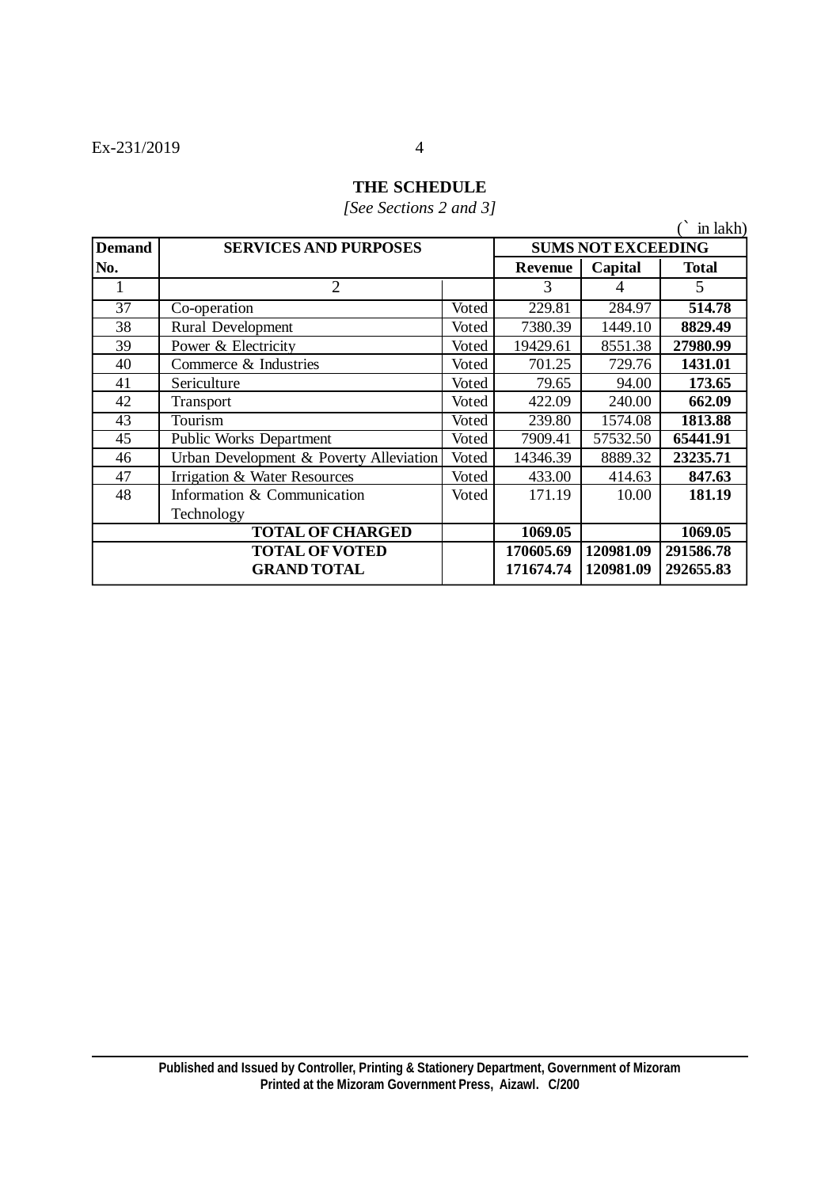## THE SCHEDULE

*[See Sections 2 and 3]*

(` in lakh)

| Demand No. | SERVICES AND PURPOSES | | SUMS NOT EXCEEDING | | |
|---|---|---|---|---|---|
| | | | **Revenue** | **Capital** | **Total** |
| 1 | 2 | | 3 | 4 | 5 |
| 37 | Co-operation | Voted | 229.81 | 284.97 | **514.78** |
| 38 | Rural Development | Voted | 7380.39 | 1449.10 | **8829.49** |
| 39 | Power & Electricity | Voted | 19429.61 | 8551.38 | **27980.99** |
| 40 | Commerce & Industries | Voted | 701.25 | 729.76 | **1431.01** |
| 41 | Sericulture | Voted | 79.65 | 94.00 | **173.65** |
| 42 | Transport | Voted | 422.09 | 240.00 | **662.09** |
| 43 | Tourism | Voted | 239.80 | 1574.08 | **1813.88** |
| 45 | Public Works Department | Voted | 7909.41 | 57532.50 | **65441.91** |
| 46 | Urban Development & Poverty Alleviation | Voted | 14346.39 | 8889.32 | **23235.71** |
| 47 | Irrigation & Water Resources | Voted | 433.00 | 414.63 | **847.63** |
| 48 | Information & Communication Technology | Voted | 171.19 | 10.00 | **181.19** |
| **TOTAL OF CHARGED** | | | **1069.05** | | **1069.05** |
| **TOTAL OF VOTED** | | | **170605.69** | **120981.09** | **291586.78** |
| **GRAND TOTAL** | | | **171674.74** | **120981.09** | **292655.83** |

**Published and Issued by Controller, Printing & Stationery Department, Government of Mizoram**
**Printed at the Mizoram Government Press, Aizawl. C/200**